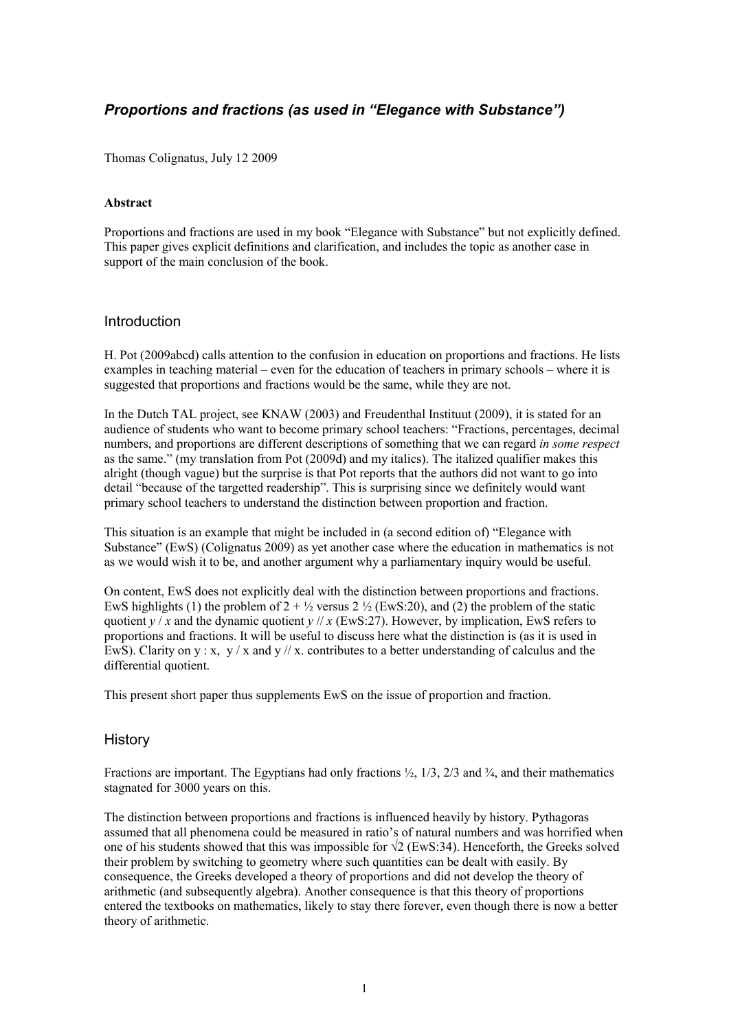# *Proportions and fractions (as used in "Elegance with Substance")*

Thomas Colignatus, July 12 2009

**Abstract**

Proportions and fractions are used in my book "Elegance with Substance" but not explicitly defined. This paper gives explicit definitions and clarification, and includes the topic as another case in support of the main conclusion of the book.

## Introduction

H. Pot (2009abcd) calls attention to the confusion in education on proportions and fractions. He lists examples in teaching material – even for the education of teachers in primary schools – where it is suggested that proportions and fractions would be the same, while they are not.

In the Dutch TAL project, see KNAW (2003) and Freudenthal Instituut (2009), it is stated for an audience of students who want to become primary school teachers: "Fractions, percentages, decimal numbers, and proportions are different descriptions of something that we can regard *in some respect* as the same." (my translation from Pot (2009d) and my italics). The italized qualifier makes this alright (though vague) but the surprise is that Pot reports that the authors did not want to go into detail "because of the targetted readership". This is surprising since we definitely would want primary school teachers to understand the distinction between proportion and fraction.

This situation is an example that might be included in (a second edition of) "Elegance with Substance" (EwS) (Colignatus 2009) as yet another case where the education in mathematics is not as we would wish it to be, and another argument why a parliamentary inquiry would be useful.

On content, EwS does not explicitly deal with the distinction between proportions and fractions. EwS highlights (1) the problem of $2 + ½$ versus $2 ½$ (EwS:20), and (2) the problem of the static quotient $y / x$ and the dynamic quotient $y // x$ (EwS:27). However, by implication, EwS refers to proportions and fractions. It will be useful to discuss here what the distinction is (as it is used in EwS). Clarity on y : x, y / x and y // x. contributes to a better understanding of calculus and the differential quotient.

This present short paper thus supplements EwS on the issue of proportion and fraction.

## History

Fractions are important. The Egyptians had only fractions ½, 1/3, 2/3 and ¾, and their mathematics stagnated for 3000 years on this.

The distinction between proportions and fractions is influenced heavily by history. Pythagoras assumed that all phenomena could be measured in ratio's of natural numbers and was horrified when one of his students showed that this was impossible for $\sqrt{2}$ (EwS:34). Henceforth, the Greeks solved their problem by switching to geometry where such quantities can be dealt with easily. By consequence, the Greeks developed a theory of proportions and did not develop the theory of arithmetic (and subsequently algebra). Another consequence is that this theory of proportions entered the textbooks on mathematics, likely to stay there forever, even though there is now a better theory of arithmetic.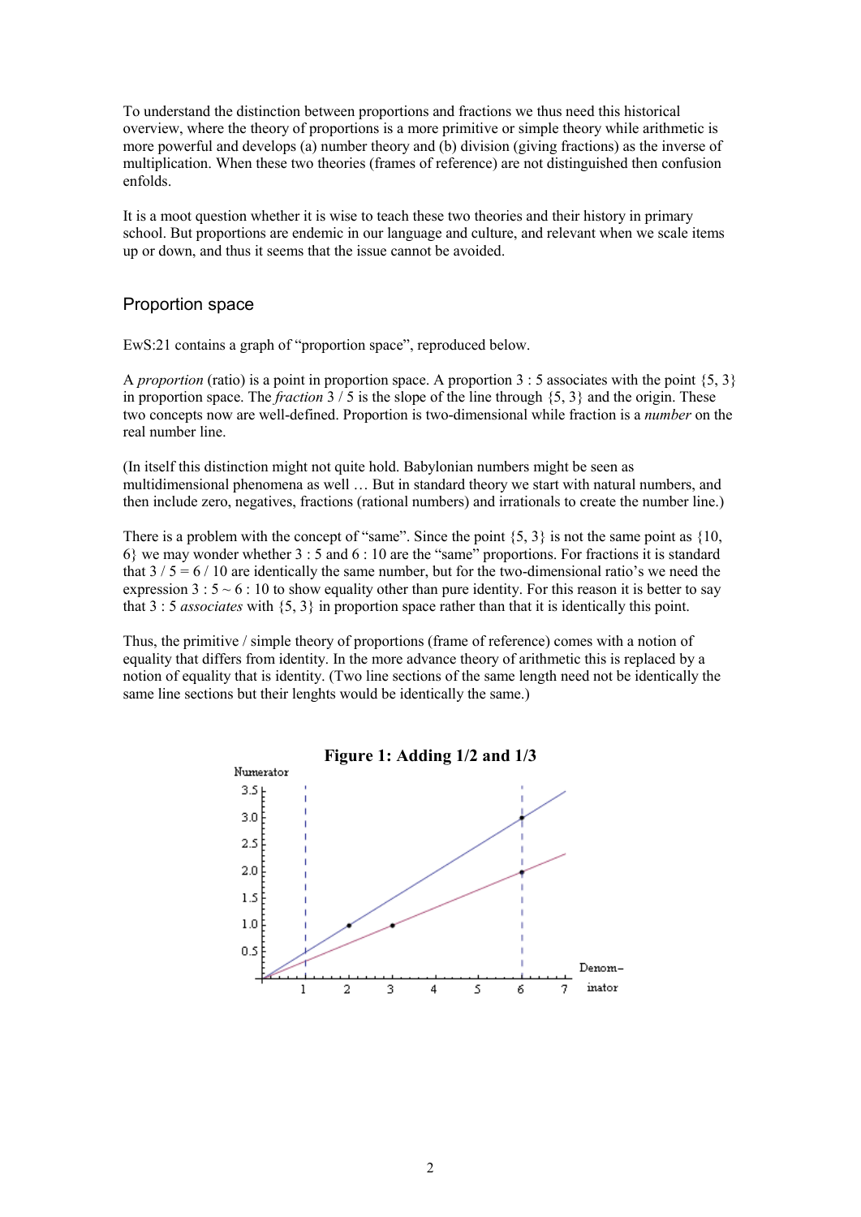To understand the distinction between proportions and fractions we thus need this historical overview, where the theory of proportions is a more primitive or simple theory while arithmetic is more powerful and develops (a) number theory and (b) division (giving fractions) as the inverse of multiplication. When these two theories (frames of reference) are not distinguished then confusion enfolds.

It is a moot question whether it is wise to teach these two theories and their history in primary school. But proportions are endemic in our language and culture, and relevant when we scale items up or down, and thus it seems that the issue cannot be avoided.

## Proportion space

EwS:21 contains a graph of "proportion space", reproduced below.

A *proportion* (ratio) is a point in proportion space. A proportion 3 : 5 associates with the point {5, 3} in proportion space. The *fraction* 3 / 5 is the slope of the line through {5, 3} and the origin. These two concepts now are well-defined. Proportion is two-dimensional while fraction is a *number* on the real number line.

(In itself this distinction might not quite hold. Babylonian numbers might be seen as multidimensional phenomena as well … But in standard theory we start with natural numbers, and then include zero, negatives, fractions (rational numbers) and irrationals to create the number line.)

There is a problem with the concept of "same". Since the point {5, 3} is not the same point as {10, 6} we may wonder whether 3 : 5 and 6 : 10 are the "same" proportions. For fractions it is standard that 3 / 5 = 6 / 10 are identically the same number, but for the two-dimensional ratio's we need the expression 3 : 5 ~ 6 : 10 to show equality other than pure identity. For this reason it is better to say that 3 : 5 *associates* with {5, 3} in proportion space rather than that it is identically this point.

Thus, the primitive / simple theory of proportions (frame of reference) comes with a notion of equality that differs from identity. In the more advance theory of arithmetic this is replaced by a notion of equality that is identity. (Two line sections of the same length need not be identically the same line sections but their lenghts would be identically the same.)

**Figure 1: Adding 1/2 and 1/3**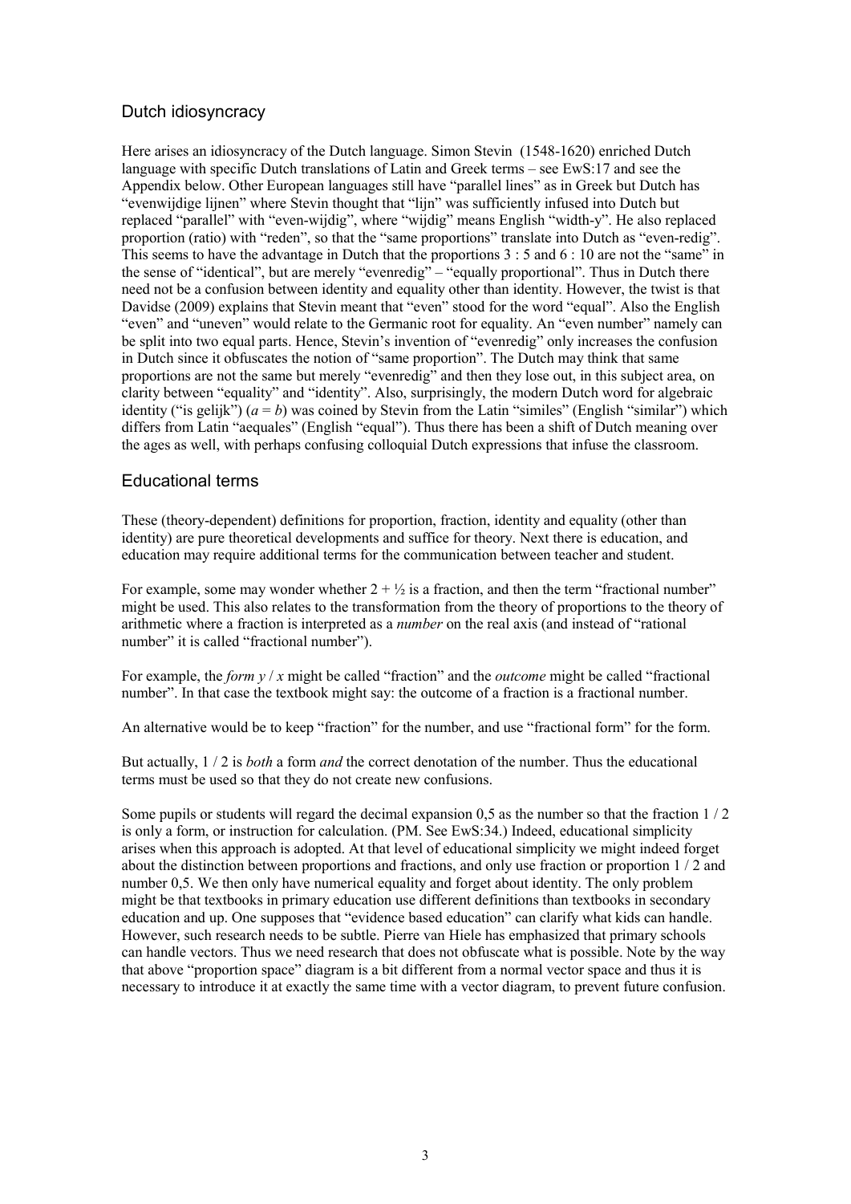## Dutch idiosyncracy

Here arises an idiosyncracy of the Dutch language. Simon Stevin (1548-1620) enriched Dutch language with specific Dutch translations of Latin and Greek terms – see EwS:17 and see the Appendix below. Other European languages still have "parallel lines" as in Greek but Dutch has "evenwijdige lijnen" where Stevin thought that "lijn" was sufficiently infused into Dutch but replaced "parallel" with "even-wijdig", where "wijdig" means English "width-y". He also replaced proportion (ratio) with "reden", so that the "same proportions" translate into Dutch as "even-redig". This seems to have the advantage in Dutch that the proportions 3 : 5 and 6 : 10 are not the "same" in the sense of "identical", but are merely "evenredig" – "equally proportional". Thus in Dutch there need not be a confusion between identity and equality other than identity. However, the twist is that Davidse (2009) explains that Stevin meant that "even" stood for the word "equal". Also the English "even" and "uneven" would relate to the Germanic root for equality. An "even number" namely can be split into two equal parts. Hence, Stevin's invention of "evenredig" only increases the confusion in Dutch since it obfuscates the notion of "same proportion". The Dutch may think that same proportions are not the same but merely "evenredig" and then they lose out, in this subject area, on clarity between "equality" and "identity". Also, surprisingly, the modern Dutch word for algebraic identity ("is gelijk") ($a = b$) was coined by Stevin from the Latin "similes" (English "similar") which differs from Latin "aequales" (English "equal"). Thus there has been a shift of Dutch meaning over the ages as well, with perhaps confusing colloquial Dutch expressions that infuse the classroom.

## Educational terms

These (theory-dependent) definitions for proportion, fraction, identity and equality (other than identity) are pure theoretical developments and suffice for theory. Next there is education, and education may require additional terms for the communication between teacher and student.

For example, some may wonder whether $2 + ½$ is a fraction, and then the term "fractional number" might be used. This also relates to the transformation from the theory of proportions to the theory of arithmetic where a fraction is interpreted as a *number* on the real axis (and instead of "rational number" it is called "fractional number").

For example, the *form* $y / x$ might be called "fraction" and the *outcome* might be called "fractional number". In that case the textbook might say: the outcome of a fraction is a fractional number.

An alternative would be to keep "fraction" for the number, and use "fractional form" for the form.

But actually, 1 / 2 is *both* a form *and* the correct denotation of the number. Thus the educational terms must be used so that they do not create new confusions.

Some pupils or students will regard the decimal expansion 0,5 as the number so that the fraction 1 / 2 is only a form, or instruction for calculation. (PM. See EwS:34.) Indeed, educational simplicity arises when this approach is adopted. At that level of educational simplicity we might indeed forget about the distinction between proportions and fractions, and only use fraction or proportion 1 / 2 and number 0,5. We then only have numerical equality and forget about identity. The only problem might be that textbooks in primary education use different definitions than textbooks in secondary education and up. One supposes that "evidence based education" can clarify what kids can handle. However, such research needs to be subtle. Pierre van Hiele has emphasized that primary schools can handle vectors. Thus we need research that does not obfuscate what is possible. Note by the way that above "proportion space" diagram is a bit different from a normal vector space and thus it is necessary to introduce it at exactly the same time with a vector diagram, to prevent future confusion.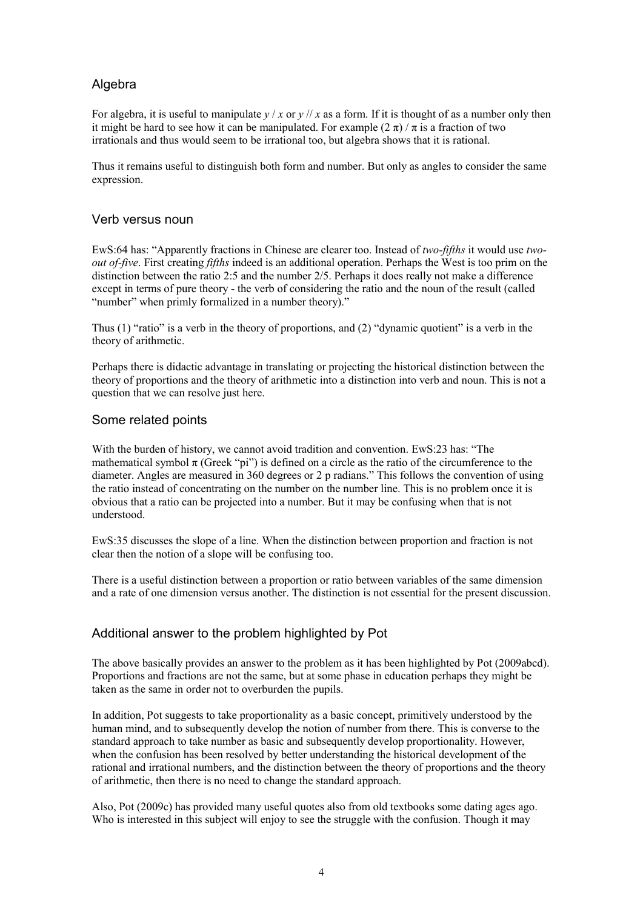## Algebra

For algebra, it is useful to manipulate $y / x$ or $y // x$ as a form. If it is thought of as a number only then it might be hard to see how it can be manipulated. For example $(2\ \pi) / \pi$ is a fraction of two irrationals and thus would seem to be irrational too, but algebra shows that it is rational.

Thus it remains useful to distinguish both form and number. But only as angles to consider the same expression.

## Verb versus noun

EwS:64 has: "Apparently fractions in Chinese are clearer too. Instead of *two-fifths* it would use *two-out of-five*. First creating *fifths* indeed is an additional operation. Perhaps the West is too prim on the distinction between the ratio 2:5 and the number 2/5. Perhaps it does really not make a difference except in terms of pure theory - the verb of considering the ratio and the noun of the result (called "number" when primly formalized in a number theory)."

Thus (1) "ratio" is a verb in the theory of proportions, and (2) "dynamic quotient" is a verb in the theory of arithmetic.

Perhaps there is didactic advantage in translating or projecting the historical distinction between the theory of proportions and the theory of arithmetic into a distinction into verb and noun. This is not a question that we can resolve just here.

## Some related points

With the burden of history, we cannot avoid tradition and convention. EwS:23 has: "The mathematical symbol π (Greek "pi") is defined on a circle as the ratio of the circumference to the diameter. Angles are measured in 360 degrees or 2 p radians." This follows the convention of using the ratio instead of concentrating on the number on the number line. This is no problem once it is obvious that a ratio can be projected into a number. But it may be confusing when that is not understood.

EwS:35 discusses the slope of a line. When the distinction between proportion and fraction is not clear then the notion of a slope will be confusing too.

There is a useful distinction between a proportion or ratio between variables of the same dimension and a rate of one dimension versus another. The distinction is not essential for the present discussion.

## Additional answer to the problem highlighted by Pot

The above basically provides an answer to the problem as it has been highlighted by Pot (2009abcd). Proportions and fractions are not the same, but at some phase in education perhaps they might be taken as the same in order not to overburden the pupils.

In addition, Pot suggests to take proportionality as a basic concept, primitively understood by the human mind, and to subsequently develop the notion of number from there. This is converse to the standard approach to take number as basic and subsequently develop proportionality. However, when the confusion has been resolved by better understanding the historical development of the rational and irrational numbers, and the distinction between the theory of proportions and the theory of arithmetic, then there is no need to change the standard approach.

Also, Pot (2009c) has provided many useful quotes also from old textbooks some dating ages ago. Who is interested in this subject will enjoy to see the struggle with the confusion. Though it may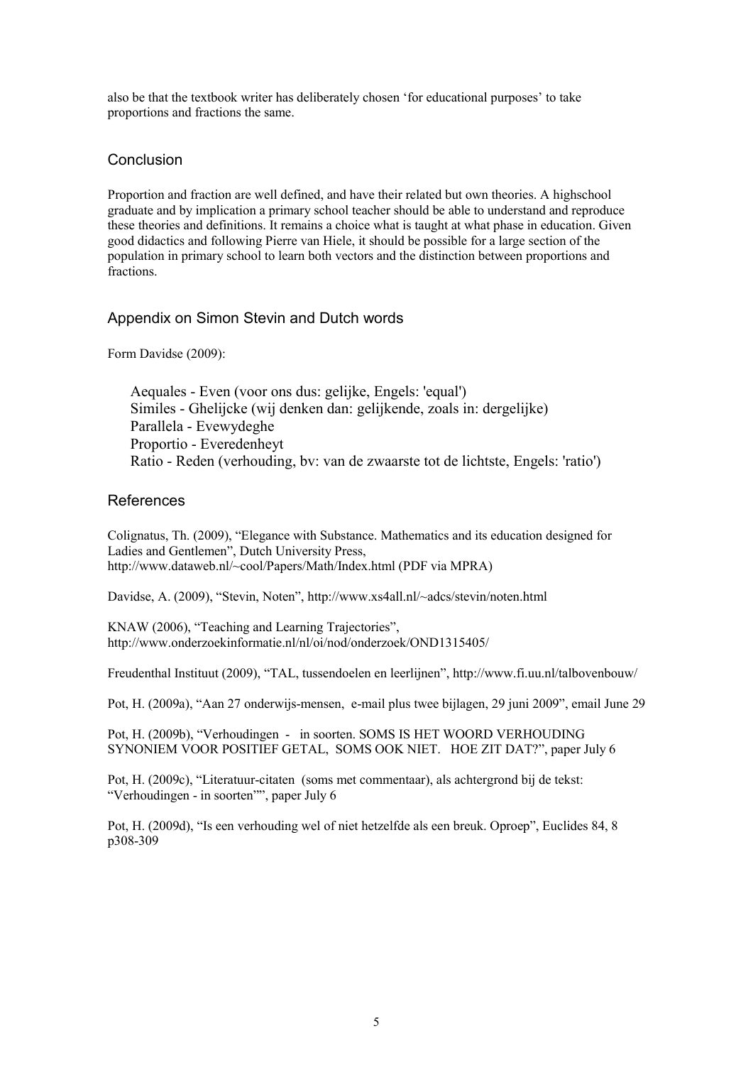also be that the textbook writer has deliberately chosen 'for educational purposes' to take proportions and fractions the same.

## Conclusion

Proportion and fraction are well defined, and have their related but own theories. A highschool graduate and by implication a primary school teacher should be able to understand and reproduce these theories and definitions. It remains a choice what is taught at what phase in education. Given good didactics and following Pierre van Hiele, it should be possible for a large section of the population in primary school to learn both vectors and the distinction between proportions and fractions.

## Appendix on Simon Stevin and Dutch words

Form Davidse (2009):

> Aequales - Even (voor ons dus: gelijke, Engels: 'equal')
> Similes - Ghelijcke (wij denken dan: gelijkende, zoals in: dergelijke)
> Parallela - Evewydeghe
> Proportio - Everedenheyt
> Ratio - Reden (verhouding, bv: van de zwaarste tot de lichtste, Engels: 'ratio')

## References

Colignatus, Th. (2009), "Elegance with Substance. Mathematics and its education designed for Ladies and Gentlemen", Dutch University Press, http://www.dataweb.nl/~cool/Papers/Math/Index.html (PDF via MPRA)

Davidse, A. (2009), "Stevin, Noten", http://www.xs4all.nl/~adcs/stevin/noten.html

KNAW (2006), "Teaching and Learning Trajectories", http://www.onderzoekinformatie.nl/nl/oi/nod/onderzoek/OND1315405/

Freudenthal Instituut (2009), "TAL, tussendoelen en leerlijnen", http://www.fi.uu.nl/talbovenbouw/

Pot, H. (2009a), "Aan 27 onderwijs-mensen, e-mail plus twee bijlagen, 29 juni 2009", email June 29

Pot, H. (2009b), "Verhoudingen - in soorten. SOMS IS HET WOORD VERHOUDING SYNONIEM VOOR POSITIEF GETAL, SOMS OOK NIET. HOE ZIT DAT?", paper July 6

Pot, H. (2009c), "Literatuur-citaten (soms met commentaar), als achtergrond bij de tekst: "Verhoudingen - in soorten"", paper July 6

Pot, H. (2009d), "Is een verhouding wel of niet hetzelfde als een breuk. Oproep", Euclides 84, 8 p308-309